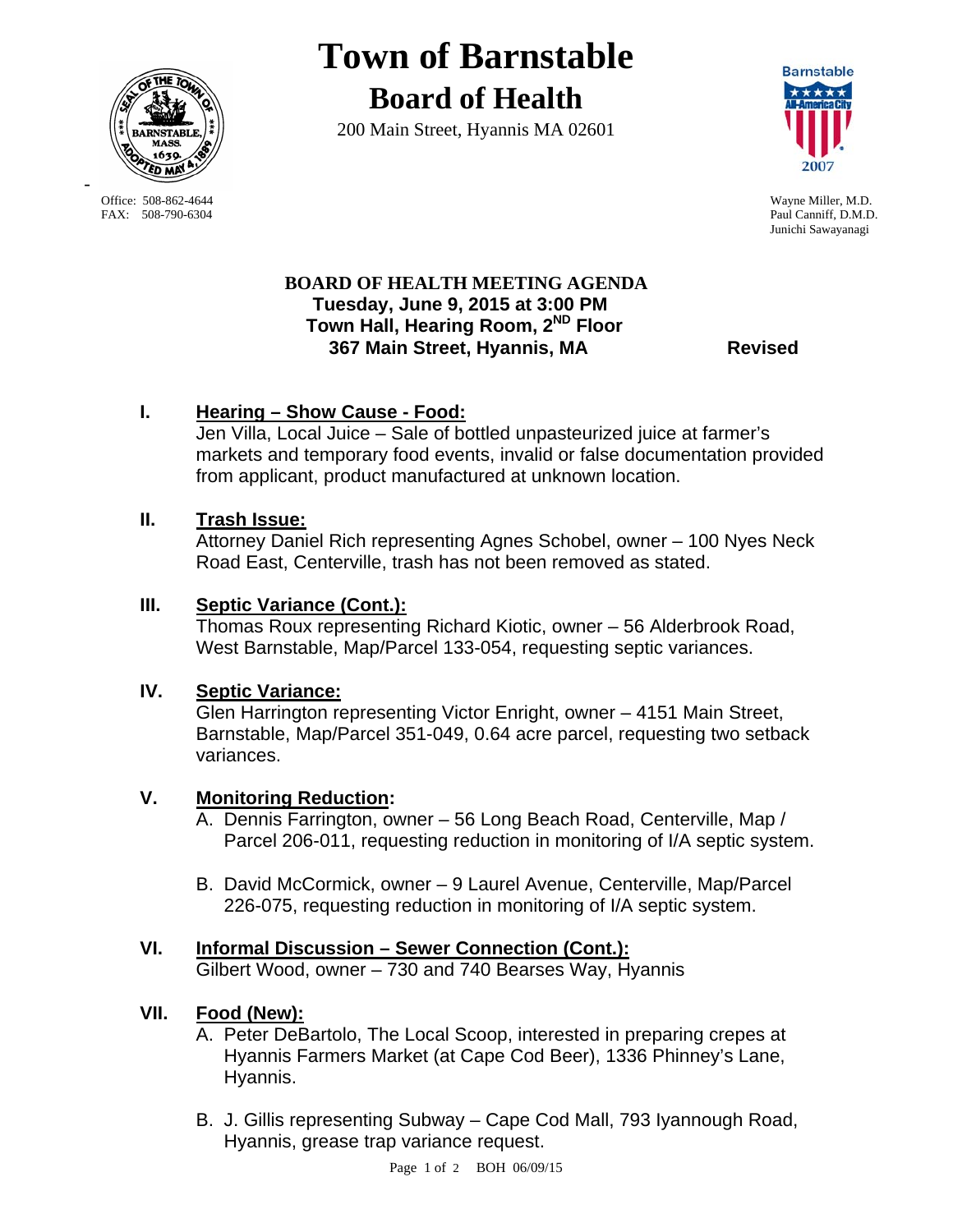# Town of Barnstable

## Board of Health

200 Main Street, Hyannis MA 02601

Office: 508-862-4644
FAX: 508-790-6304

Wayne Miller, M.D.
Paul Canniff, D.M.D.
Junichi Sawayanagi

**BOARD OF HEALTH MEETING AGENDA**
**Tuesday, June 9, 2015 at 3:00 PM**
**Town Hall, Hearing Room, 2[ND] Floor**
**367 Main Street, Hyannis, MA** **Revised**

**I. Hearing – Show Cause - Food:**
Jen Villa, Local Juice – Sale of bottled unpasteurized juice at farmer's markets and temporary food events, invalid or false documentation provided from applicant, product manufactured at unknown location.

**II. Trash Issue:**
Attorney Daniel Rich representing Agnes Schobel, owner – 100 Nyes Neck Road East, Centerville, trash has not been removed as stated.

**III. Septic Variance (Cont.):**
Thomas Roux representing Richard Kiotic, owner – 56 Alderbrook Road, West Barnstable, Map/Parcel 133-054, requesting septic variances.

**IV. Septic Variance:**
Glen Harrington representing Victor Enright, owner – 4151 Main Street, Barnstable, Map/Parcel 351-049, 0.64 acre parcel, requesting two setback variances.

**V. Monitoring Reduction:**

A. Dennis Farrington, owner – 56 Long Beach Road, Centerville, Map / Parcel 206-011, requesting reduction in monitoring of I/A septic system.

B. David McCormick, owner – 9 Laurel Avenue, Centerville, Map/Parcel 226-075, requesting reduction in monitoring of I/A septic system.

**VI. Informal Discussion – Sewer Connection (Cont.):**
Gilbert Wood, owner – 730 and 740 Bearses Way, Hyannis

**VII. Food (New):**

A. Peter DeBartolo, The Local Scoop, interested in preparing crepes at Hyannis Farmers Market (at Cape Cod Beer), 1336 Phinney's Lane, Hyannis.

B. J. Gillis representing Subway – Cape Cod Mall, 793 Iyannough Road, Hyannis, grease trap variance request.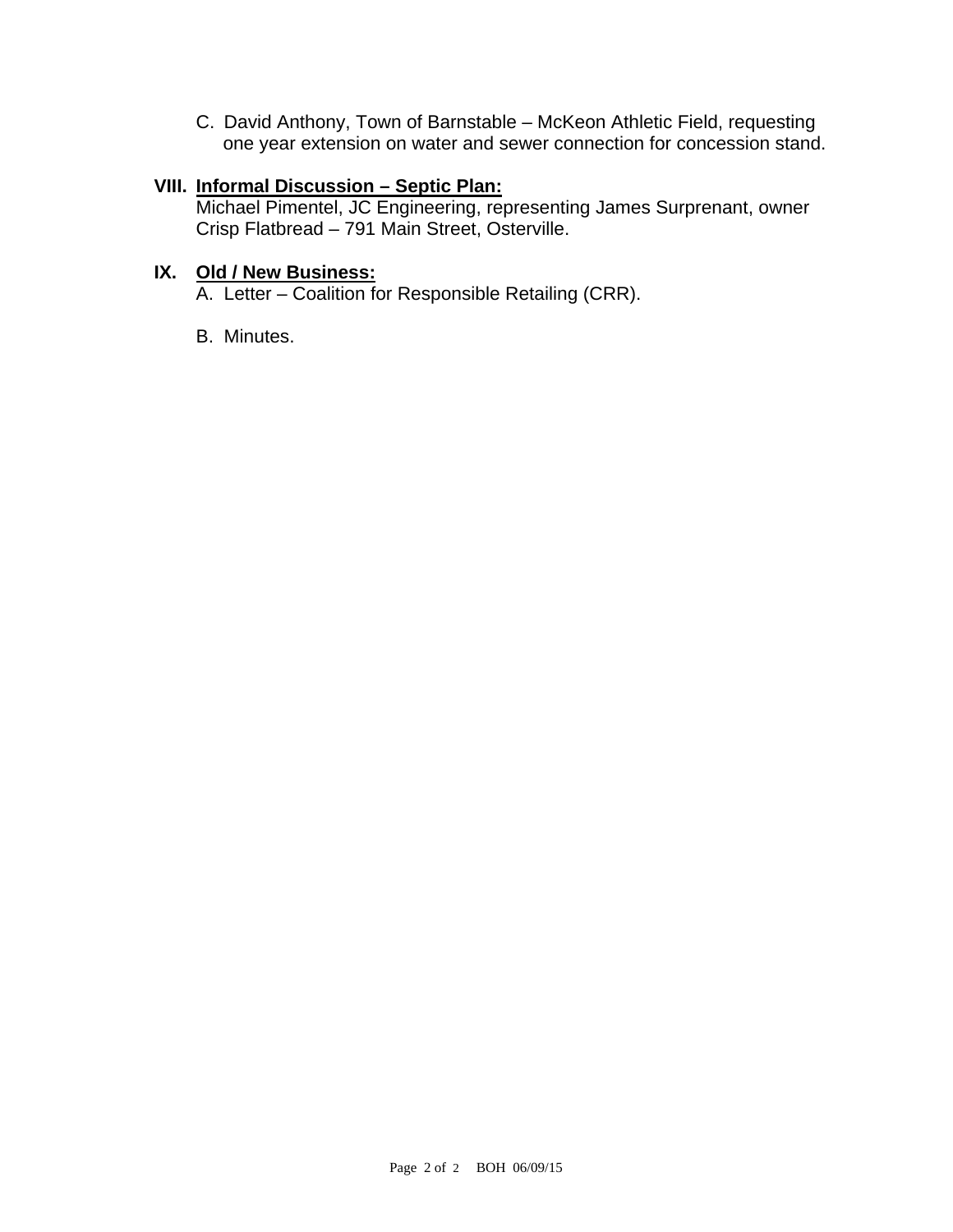C. David Anthony, Town of Barnstable – McKeon Athletic Field, requesting one year extension on water and sewer connection for concession stand.

**VIII. Informal Discussion – Septic Plan:**

Michael Pimentel, JC Engineering, representing James Surprenant, owner Crisp Flatbread – 791 Main Street, Osterville.

**IX. Old / New Business:**

A. Letter – Coalition for Responsible Retailing (CRR).

B. Minutes.